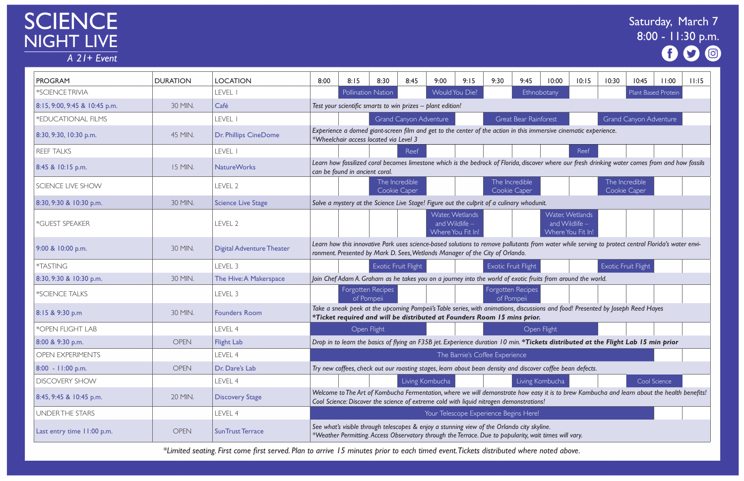# SCIENCE NIGHT LIVE

*A 21+ Event*

Saturday, March 7
8:00 - 11:30 p.m.

| PROGRAM | DURATION | LOCATION | 8:00 | 8:15 | 8:30 | 8:45 | 9:00 | 9:15 | 9:30 | 9:45 | 10:00 | 10:15 | 10:30 | 10:45 | 11:00 | 11:15 |
|---|---|---|---|---|---|---|---|---|---|---|---|---|---|---|---|---|
| *SCIENCE TRIVIA | | LEVEL 1 | | Pollination Nation | | | Would You Die? | | | Ethnobotany | | | | Plant Based Protein | | |
| 8:15, 9:00, 9:45 & 10:45 p.m. | 30 MIN. | Café | *Test your scientific smarts to win prizes – plant edition!* | | | | | | | | | | | | | |
| *EDUCATIONAL FILMS | | LEVEL 1 | | | Grand Canyon Adventure | | | | Great Bear Rainforest | | | | Grand Canyon Adventure | | | |
| 8:30, 9:30, 10:30 p.m. | 45 MIN. | Dr. Phillips CineDome | *Experience a domed giant-screen film and get to the center of the action in this immersive cinematic experience. *Wheelchair access located via Level 3* | | | | | | | | | | | | | |
| REEF TALKS | | LEVEL 1 | | | | Reef | | | | | | Reef | | | | |
| 8:45 & 10:15 p.m. | 15 MIN. | NatureWorks | *Learn how fossilized coral becomes limestone which is the bedrock of Florida, discover where our fresh drinking water comes from and how fossils can be found in ancient coral.* | | | | | | | | | | | | | |
| SCIENCE LIVE SHOW | | LEVEL 2 | | | The Incredible Cookie Caper | | | | The Incredible Cookie Caper | | | | The Incredible Cookie Caper | | | |
| 8:30, 9:30 & 10:30 p.m. | 30 MIN. | Science Live Stage | *Solve a mystery at the Science Live Stage! Figure out the culprit of a culinary whodunit.* | | | | | | | | | | | | | |
| *GUEST SPEAKER | | LEVEL 2 | | | | | Water, Wetlands and Wildlife – Where You Fit In! | | | | Water, Wetlands and Wildlife – Where You Fit In! | | | | | |
| 9:00 & 10:00 p.m. | 30 MIN. | Digital Adventure Theater | *Learn how this innovative Park uses science-based solutions to remove pollutants from water while serving to protect central Florida's water environment. Presented by Mark D. Sees, Wetlands Manager of the City of Orlando.* | | | | | | | | | | | | | |
| *TASTING | | LEVEL 3 | | | Exotic Fruit Flight | | | | Exotic Fruit Flight | | | | Exotic Fruit Flight | | | |
| 8:30, 9:30 & 10:30 p.m. | 30 MIN. | The Hive: A Makerspace | *Join Chef Adam A. Graham as he takes you on a journey into the world of exotic fruits from around the world.* | | | | | | | | | | | | | |
| *SCIENCE TALKS | | LEVEL 3 | | Forgotten Recipes of Pompeii | | | | | Forgotten Recipes of Pompeii | | | | | | | |
| 8:15 & 9:30 p.m | 30 MIN. | Founders Room | *Take a sneak peek at the upcoming Pompeii's Table series, with animations, discussions and food! Presented by Joseph Reed Hayes* ***Ticket required and will be distributed at Founders Room 15 mins prior.*** | | | | | | | | | | | | | |
| *OPEN FLIGHT LAB | | LEVEL 4 | Open Flight | | | | | | Open Flight | | | | | | | |
| 8:00 & 9:30 p.m. | OPEN | Flight Lab | *Drop in to learn the basics of flying an F35B jet. Experience duration 10 min.* ***\*Tickets distributed at the Flight Lab 15 min prior*** | | | | | | | | | | | | | |
| OPEN EXPERIMENTS | | LEVEL 4 | The Barnie's Coffee Experience | | | | | | | | | | | | | |
| 8:00 - 11:00 p.m. | OPEN | Dr. Dare's Lab | *Try new coffees, check out our roasting stages, learn about bean density and discover coffee bean defects.* | | | | | | | | | | | | | |
| DISCOVERY SHOW | | LEVEL 4 | | | | Living Kombucha | | | | Living Kombucha | | | | Cool Science | | |
| 8:45, 9:45 & 10:45 p.m. | 20 MIN. | Discovery Stage | *Welcome to The Art of Kombucha Fermentation, where we will demonstrate how easy it is to brew Kombucha and learn about the health benefits! Cool Science: Discover the science of extreme cold with liquid nitrogen demonstrations!* | | | | | | | | | | | | | |
| UNDER THE STARS | | LEVEL 4 | Your Telescope Experience Begins Here! | | | | | | | | | | | | | |
| Last entry time 11:00 p.m. | OPEN | SunTrust Terrace | *See what's visible through telescopes & enjoy a stunning view of the Orlando city skyline. *Weather Permitting. Access Observatory through the Terrace. Due to popularity, wait times will vary.* | | | | | | | | | | | | | |

*\*Limited seating. First come first served. Plan to arrive 15 minutes prior to each timed event. Tickets distributed where noted above.*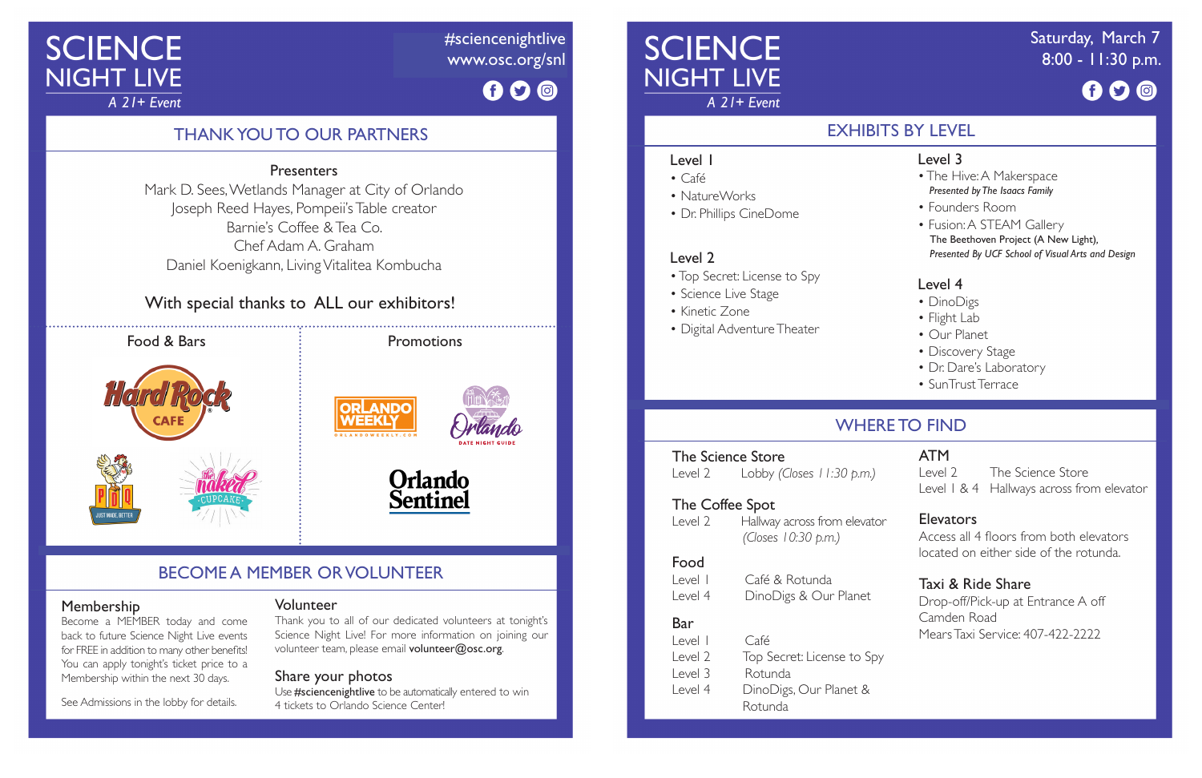# SCIENCE NIGHT LIVE

*A 21+ Event*

#sciencenightlive
www.osc.org/snl

## THANK YOU TO OUR PARTNERS

### Presenters

Mark D. Sees, Wetlands Manager at City of Orlando
Joseph Reed Hayes, Pompeii's Table creator
Barnie's Coffee & Tea Co.
Chef Adam A. Graham
Daniel Koenigkann, Living Vitalitea Kombucha

With special thanks to ALL our exhibitors!

### Food & Bars

Hard Rock Cafe
PDQ — Just Made, Better
The Naked Cupcake

### Promotions

Orlando Weekly
Orlando Date Night Guide
Orlando Sentinel

## BECOME A MEMBER OR VOLUNTEER

### Membership

Become a MEMBER today and come back to future Science Night Live events for FREE in addition to many other benefits! You can apply tonight's ticket price to a Membership within the next 30 days.

See Admissions in the lobby for details.

### Volunteer

Thank you to all of our dedicated volunteers at tonight's Science Night Live! For more information on joining our volunteer team, please email **volunteer@osc.org**.

### Share your photos

Use **#sciencenightlive** to be automatically entered to win 4 tickets to Orlando Science Center!

# SCIENCE NIGHT LIVE

*A 21+ Event*

Saturday, March 7
8:00 - 11:30 p.m.

## EXHIBITS BY LEVEL

### Level 1

- Café
- NatureWorks
- Dr. Phillips CineDome

### Level 2

- Top Secret: License to Spy
- Science Live Stage
- Kinetic Zone
- Digital Adventure Theater

### Level 3

- The Hive: A Makerspace
  *Presented by The Isaacs Family*
- Founders Room
- Fusion: A STEAM Gallery
  The Beethoven Project (A New Light),
  *Presented By UCF School of Visual Arts and Design*

### Level 4

- DinoDigs
- Flight Lab
- Our Planet
- Discovery Stage
- Dr. Dare's Laboratory
- SunTrust Terrace

## WHERE TO FIND

### The Science Store

Level 2 — Lobby *(Closes 11:30 p.m.)*

### The Coffee Spot

Level 2 — Hallway across from elevator *(Closes 10:30 p.m.)*

### Food

Level 1 — Café & Rotunda
Level 4 — DinoDigs & Our Planet

### Bar

Level 1 — Café
Level 2 — Top Secret: License to Spy
Level 3 — Rotunda
Level 4 — DinoDigs, Our Planet & Rotunda

### ATM

Level 2 — The Science Store
Level 1 & 4 — Hallways across from elevator

### Elevators

Access all 4 floors from both elevators located on either side of the rotunda.

### Taxi & Ride Share

Drop-off/Pick-up at Entrance A off Camden Road
Mears Taxi Service: 407-422-2222